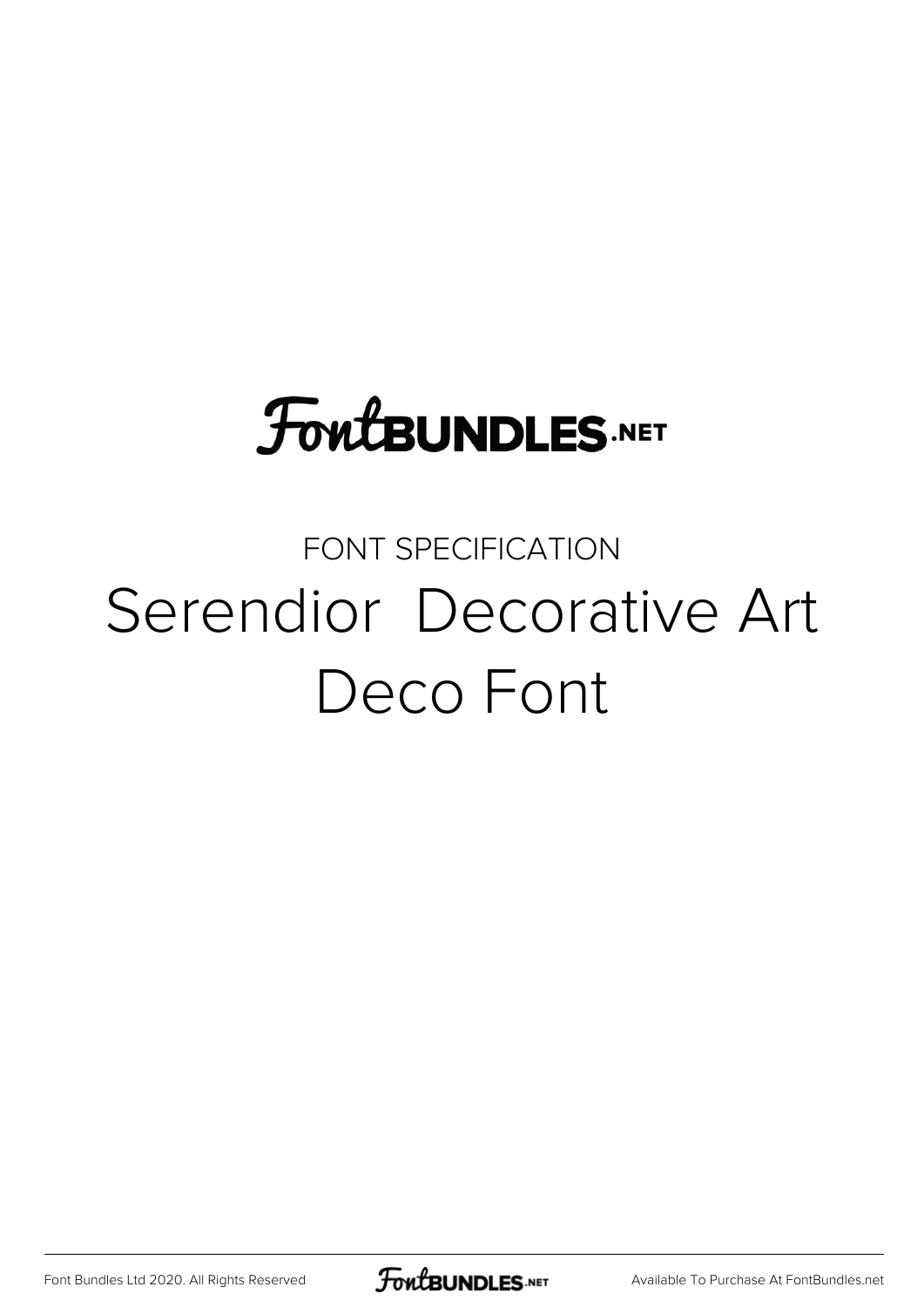FontBUNDLES.NET

FONT SPECIFICATION

# Serendior  Decorative Art Deco Font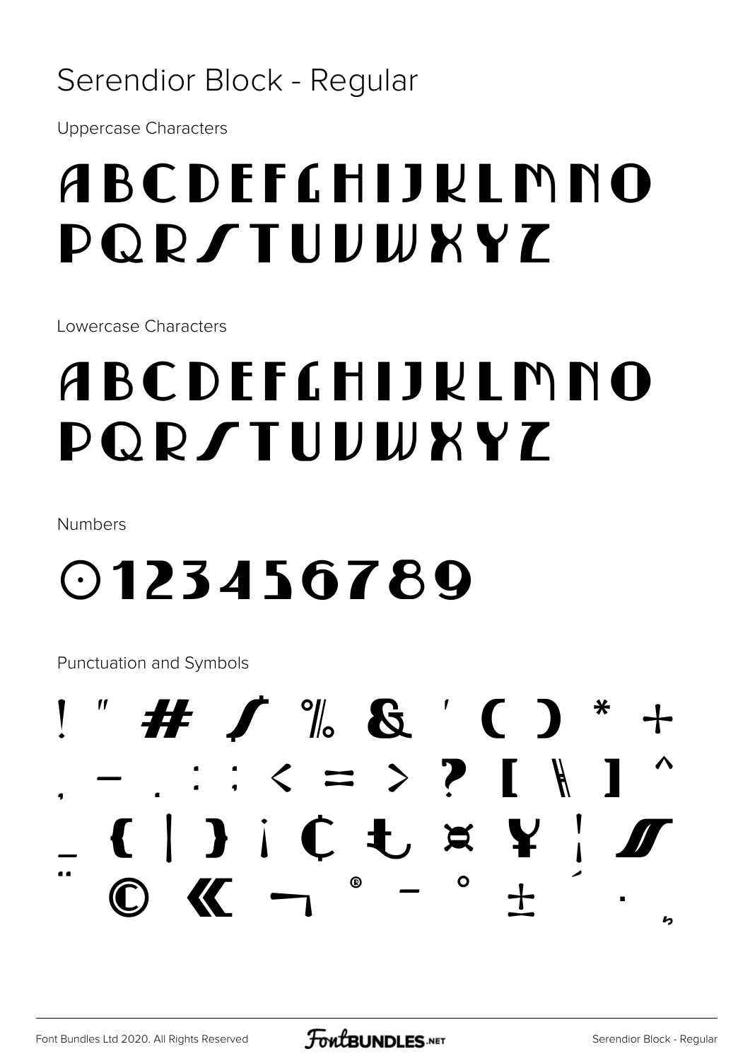# Serendior Block - Regular

Uppercase Characters

ABCDEFGHIJKLMNO
PQRSTUVWXYZ

Lowercase Characters

ABCDEFGHIJKLMNO
PQRSTUVWXYZ

Numbers

0123456789

Punctuation and Symbols

! " # $ % & ' ( ) * +
, - . : ; < = > ? [ \ ] ^
_ { | } ¡ ¢ £ ¤ ¥ ¦ §
¨ © « ¬ ® ¯ ° ± ´ · ¸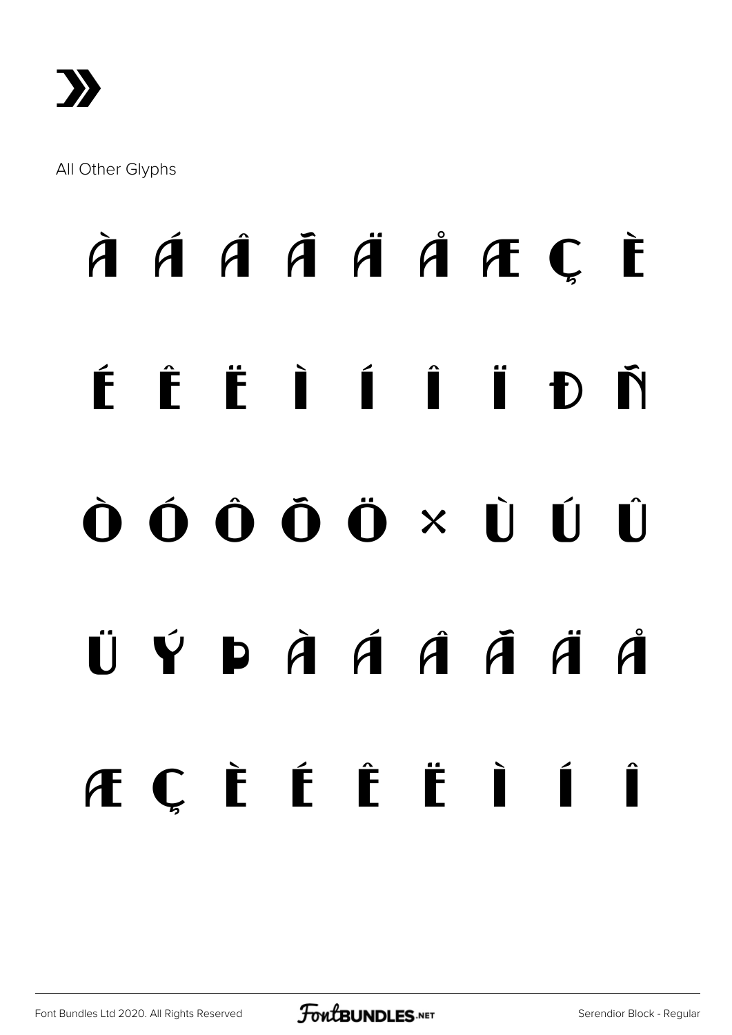»

All Other Glyphs

À Á Â Ã Ä Å Æ Ç È

É Ê Ë Ì Í Î Ï Ð Ñ

Ò Ó Ô Õ Ö × Ù Ú Û

Ü Ý Þ à á â ã ä å

æ ç è é ê ë ì í î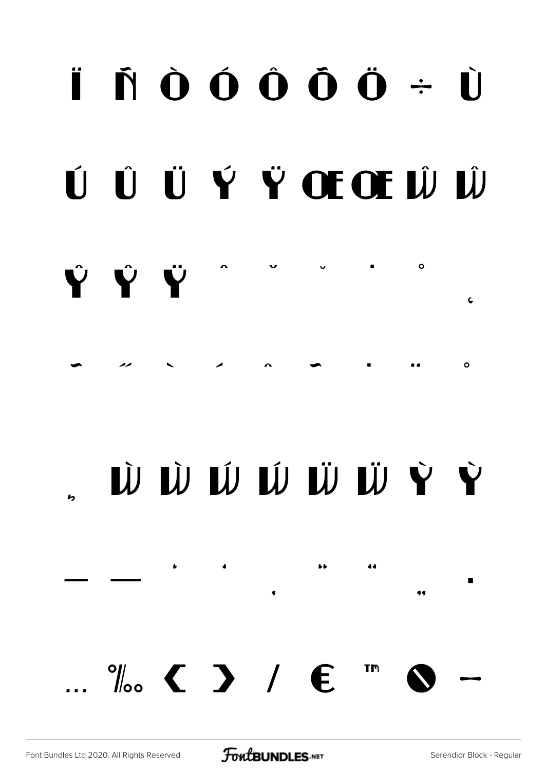Ï Ñ Ò Ó Ô Õ Ö ÷ Ù

Ú Û Ü Ý Ÿ Œ œ Ŵ ŵ

Ŷ ŷ ÿ ˆ ˇ ˘ ˙ ˚ ¸

˜ ˝ ˋ ˊ ˆ ˜ ˙ ¨ ˚

˛ Ẁ ẁ Ẃ ẃ Ẅ ẅ Ỳ ỳ

– — ‘ ’ ‚ “ ” „ •

… ‰ ‹ › ⁄ € ™ ∅ −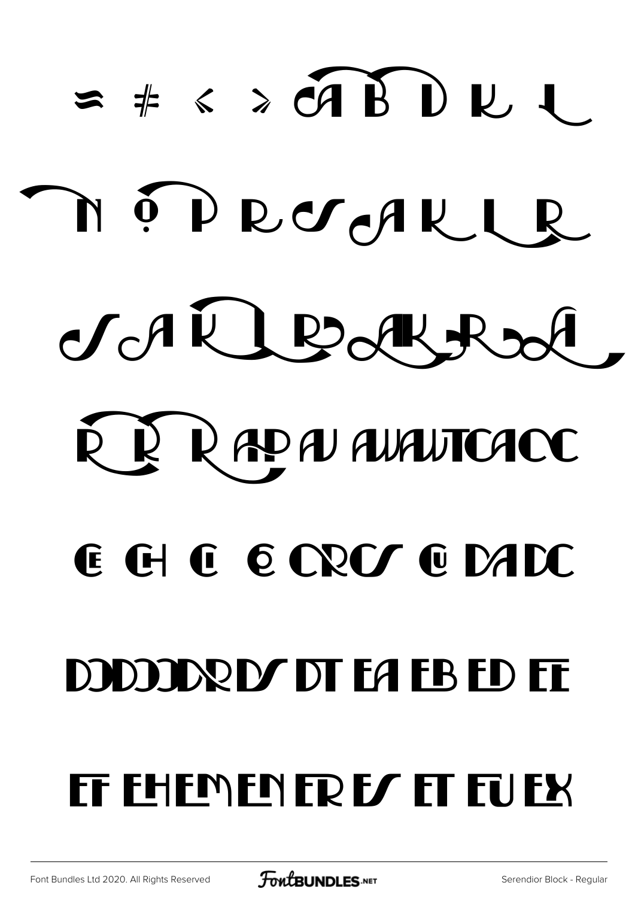≂ ≠ < > CA B D K L

N Ọ P R C∕ CA K L R

C∕ CA K L R CA K R A

R R R AP AU AUAUTCACC

CE CH CI C CRC∕ CU DADC

DDDDDR D∕ DT EA EB ED EE

EF EH EM EN ER E∕ ET EU EX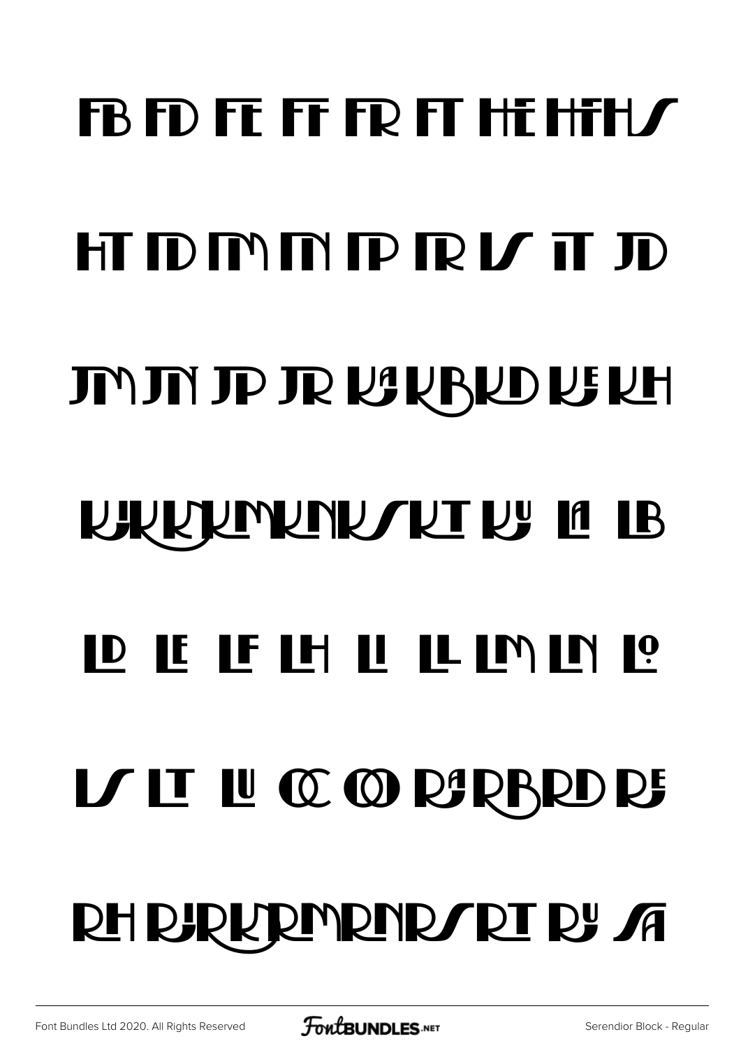FB FD FE FF FR FT HE HF HS

HT ID IM IN IP IR IS IT JD

JM JN JP JR KA KB KD KE KH

KJ KK KM KN KS KT KU LA LB

LD LE LF LH LI LL LM LN LO

LS LT LU OC OO RA RB RD RE

RH RJ RK RM RN RS RT RU SA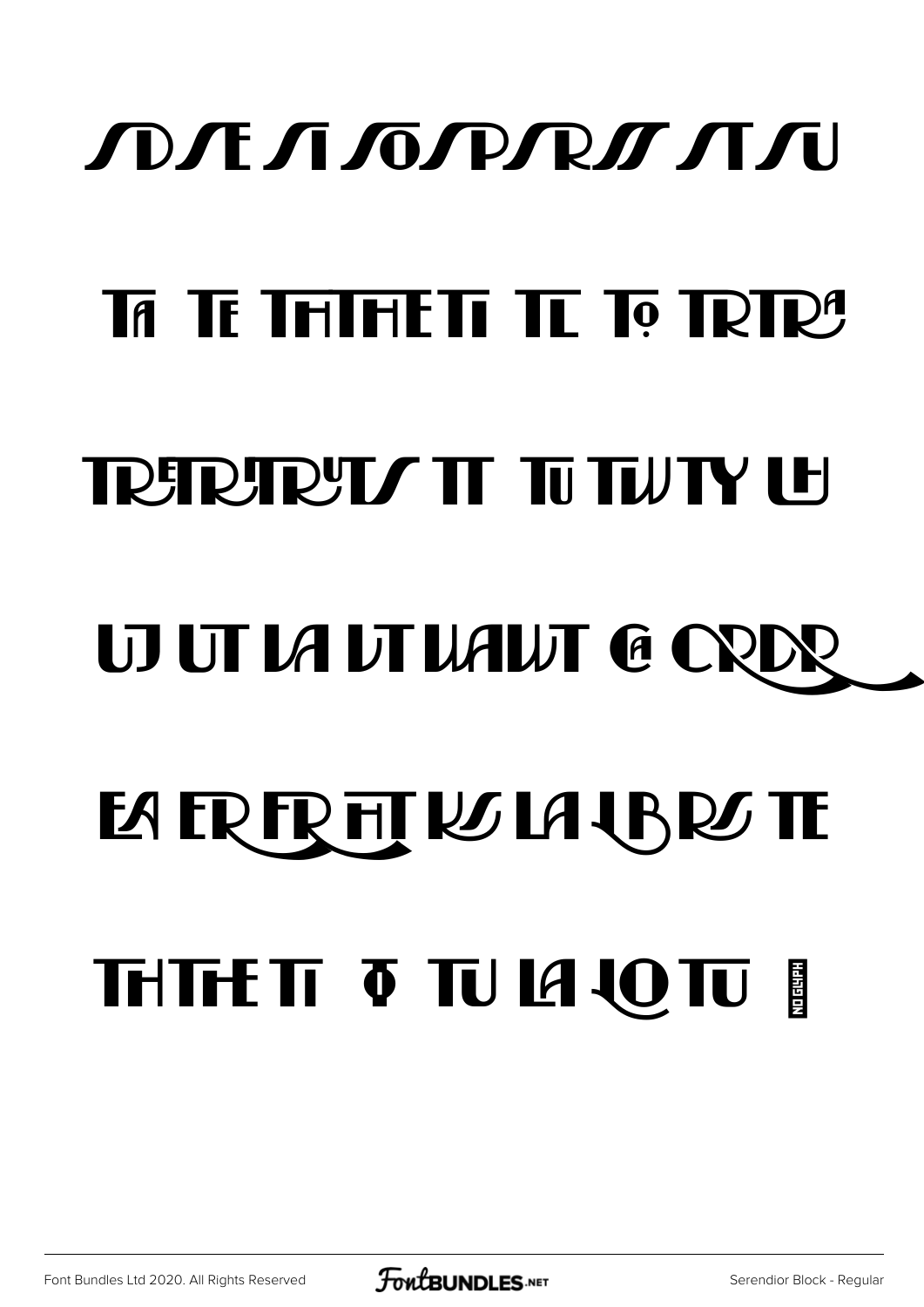SD SE SI SO SP SR SS ST SU

TA TE TH THE TI TL TO TR TRA

TRE TRI TRU TS TT TU TW TY LH

UJ UT LA LT LAUT CA CRDR

EA ER FR HT KS LA LB RS TE

TH THE TI Φ TU LA LO TU NOGLYPH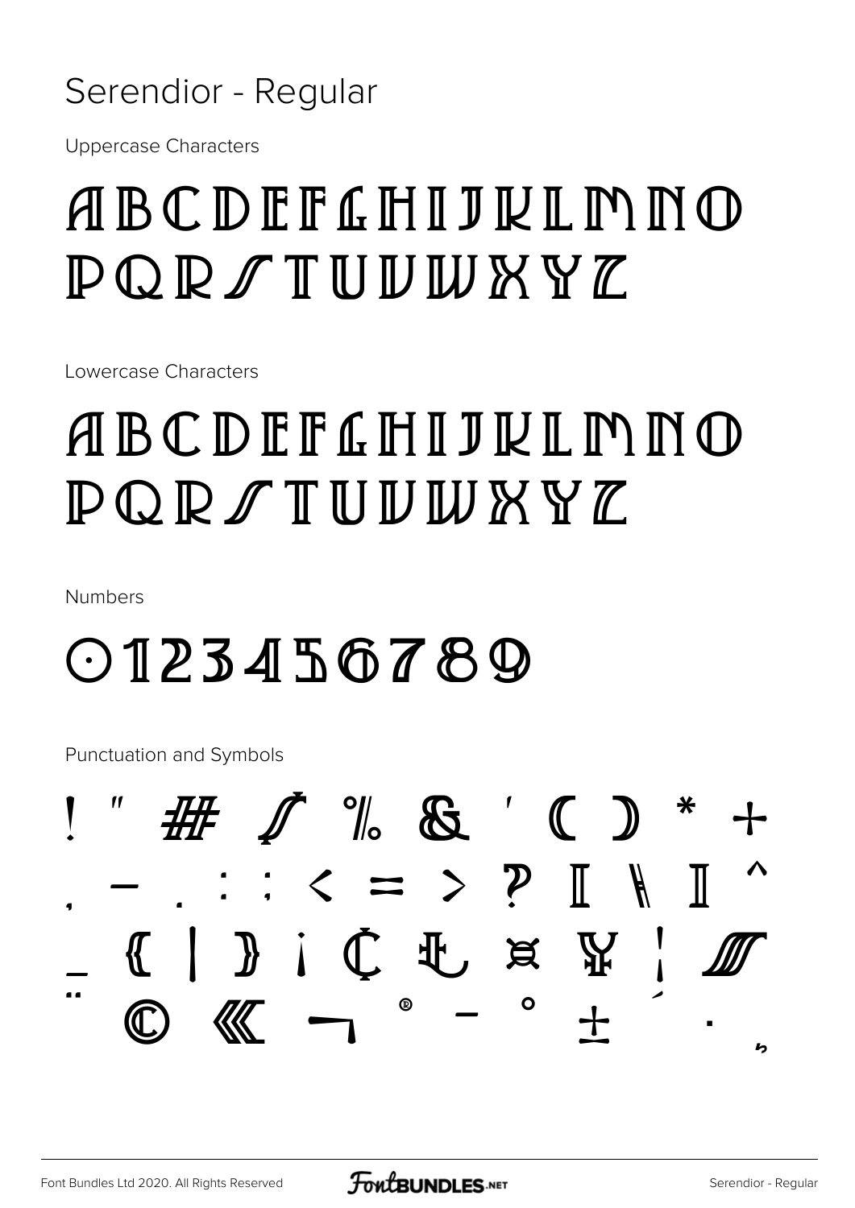# Serendior - Regular

Uppercase Characters

ABCDEFGHIJKLMNO
PQRSTUVWXYZ

Lowercase Characters

ABCDEFGHIJKLMNO
PQRSTUVWXYZ

Numbers

0123456789

Punctuation and Symbols

! " # $ % & ' ( ) * +
, - . : ; < = > ? [ \ ] ^
_ { | } ¡ ¢ £ ¤ ¥ ¦ §
¨ © « ¬ ® ¯ ° ± ´ · ¸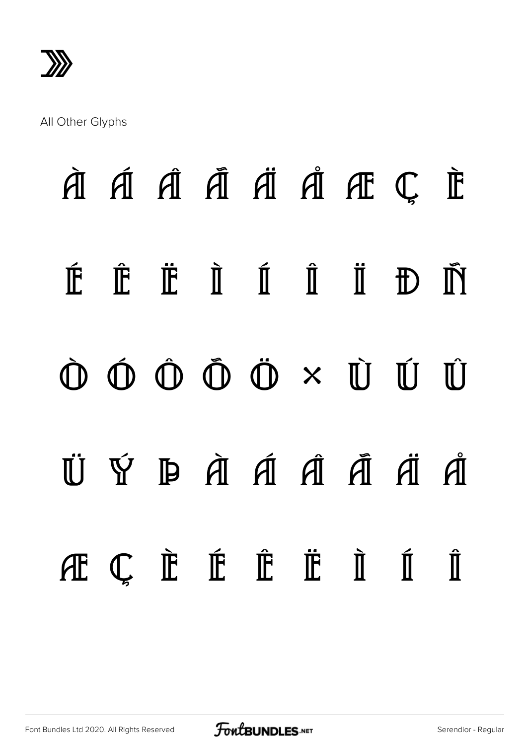All Other Glyphs

À Á Â Ã Ä Å Æ Ç È

É Ê Ë Ì Í Î Ï Ð Ñ

Ò Ó Ô Õ Ö × Ù Ú Û

Ü Ý Þ à á â ã ä å

æ ç è é ê ë ì í î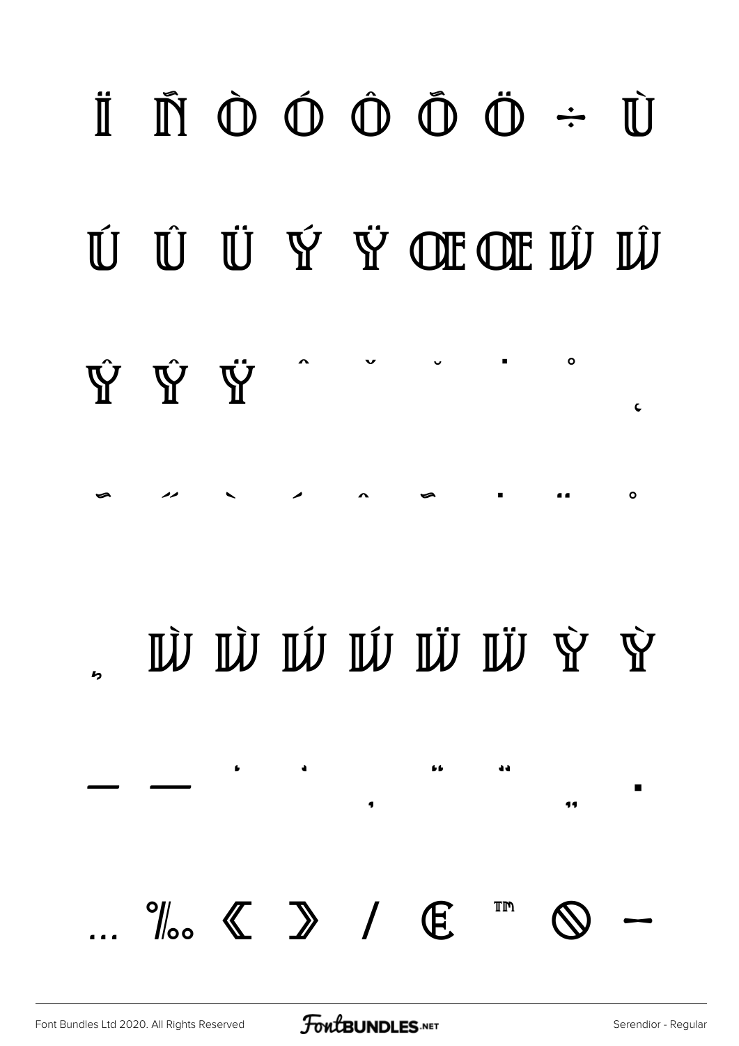Ï Ñ Ò Ó Ô Õ Ö ÷ Ù

Ú Û Ü Ý Ÿ Œ œ Ŵ ŵ

Ŷ ŷ Ÿ ˆ ˇ ˘ ˙ ˚ ˛

˜ ˝ ˋ ˊ ˆ ˜ ˙ ¨ ˚

̦ Ẁ ẁ Ẃ ẃ Ẅ ẅ Ỳ ỳ

– — ' ' ‚ " " „ •

… ‰ ‹ › ⁄ € ™ ∅ −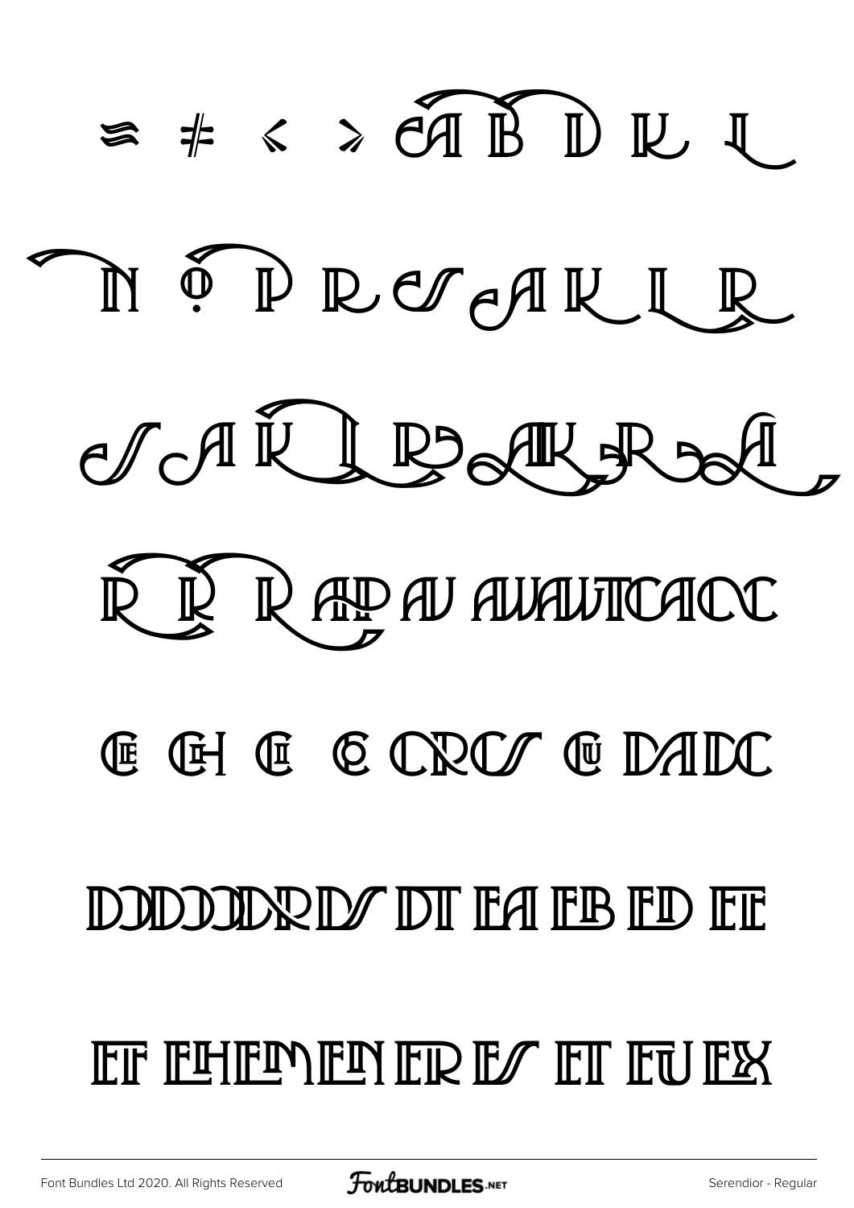≊ ≠ ≮ ≯ CA B D K L

N ? P R CS A K L R

S A K L R AK R A

R R R AP AV AVAWTCACC

CE CH CI C CRCS CU DADC

DD DDDR DS DT EA EB ED EE

EF EHEMEN ER ES ET EU EX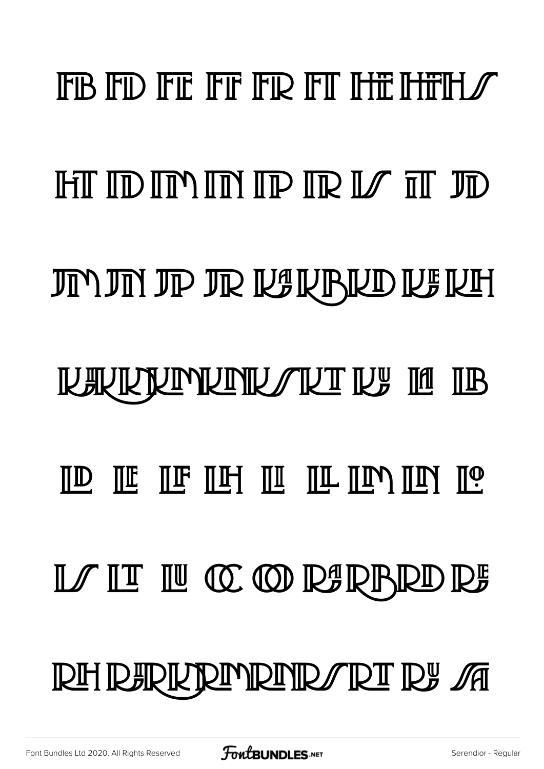FB FD FE FF FR FT HE HF H/

HT ID IM IN IP IR I/ IT JD

JM JN JP JR KA KB KD KE KH

KK KR KM KN K/ KT KU LA LB

LD LE LF LH LI LL LM LN LO

L/ LT LU OC OD RA RB RD RE

RH RK RR RM RN R/ RT RU /A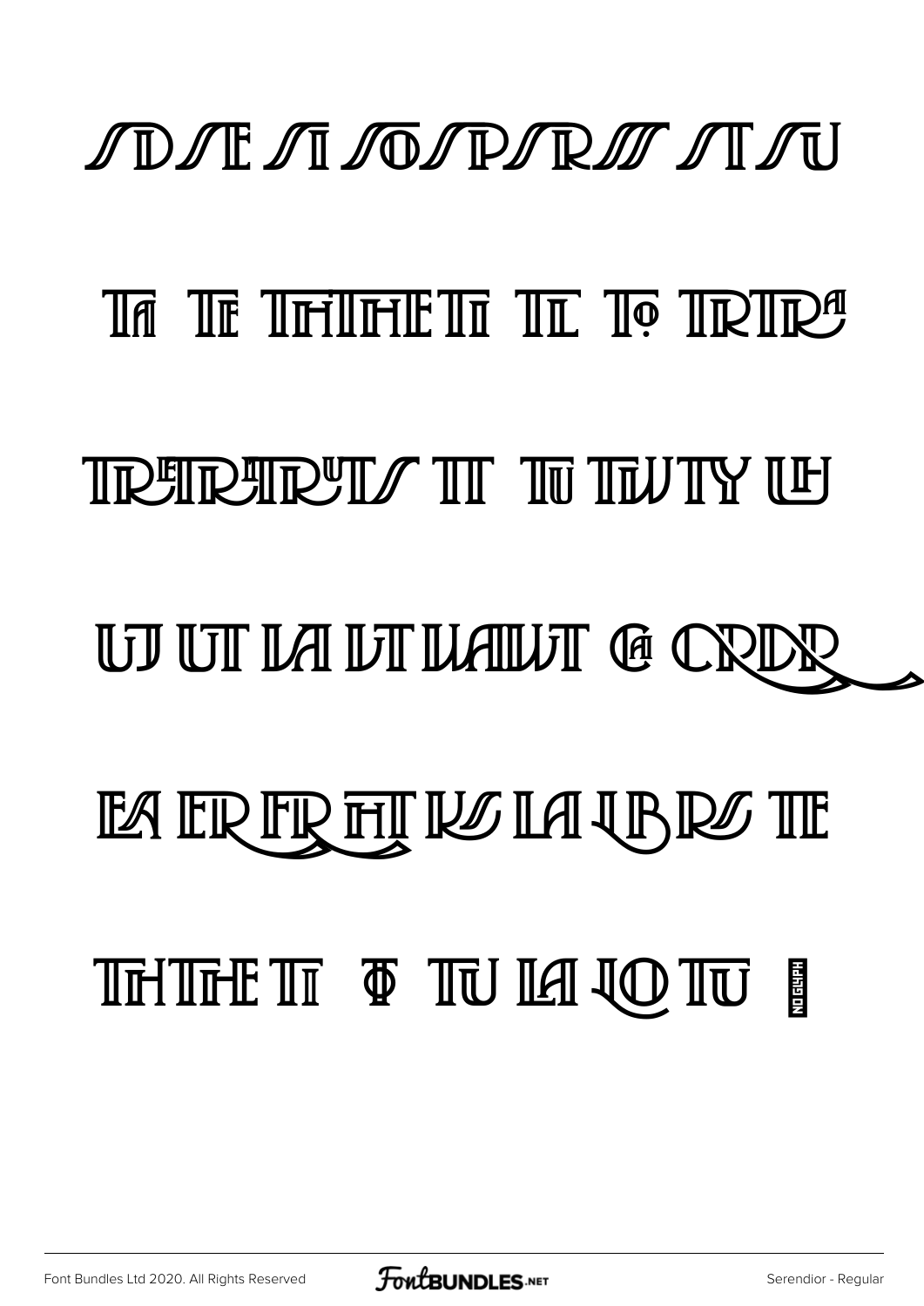/D /E /I /O /P /R // /T /U

TA TE TH TI THE TI TL TO TR TR

TR TR TR TU T/ TT TU TW TY LH

UJ UT LA LT UA UT CA CR DR

EA ER FR TH KS LA LB RS TE

TH THE TI TU LA LO TU